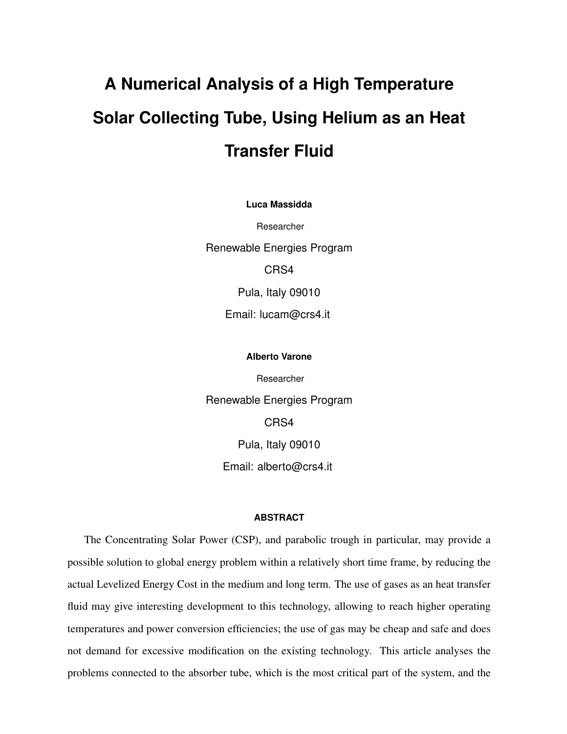# A Numerical Analysis of a High Temperature Solar Collecting Tube, Using Helium as an Heat Transfer Fluid

**Luca Massidda**

Researcher

Renewable Energies Program

CRS4

Pula, Italy 09010

Email: lucam@crs4.it

**Alberto Varone**

Researcher

Renewable Energies Program

CRS4

Pula, Italy 09010

Email: alberto@crs4.it

## ABSTRACT

The Concentrating Solar Power (CSP), and parabolic trough in particular, may provide a possible solution to global energy problem within a relatively short time frame, by reducing the actual Levelized Energy Cost in the medium and long term. The use of gases as an heat transfer fluid may give interesting development to this technology, allowing to reach higher operating temperatures and power conversion efficiencies; the use of gas may be cheap and safe and does not demand for excessive modification on the existing technology. This article analyses the problems connected to the absorber tube, which is the most critical part of the system, and the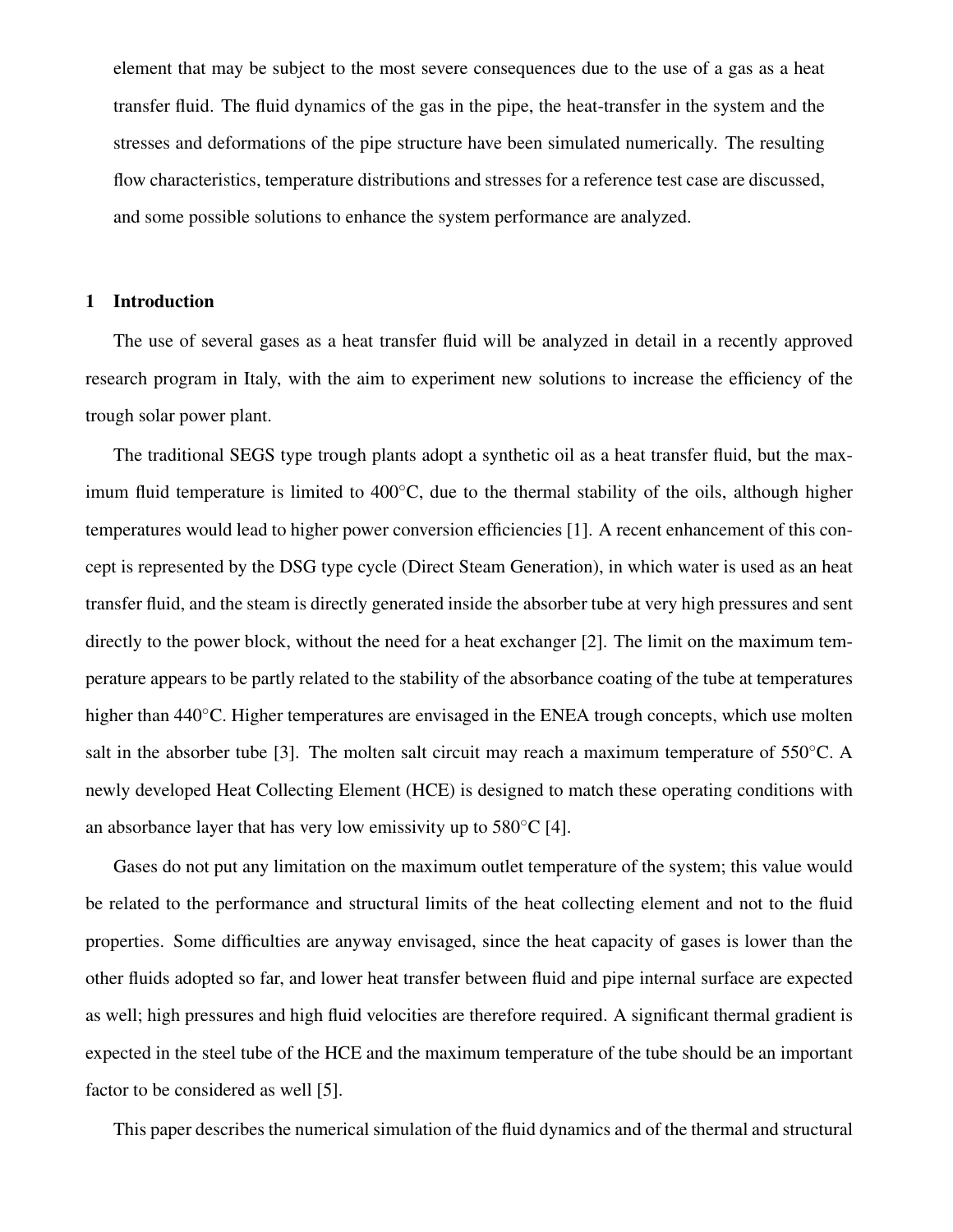element that may be subject to the most severe consequences due to the use of a gas as a heat transfer fluid. The fluid dynamics of the gas in the pipe, the heat-transfer in the system and the stresses and deformations of the pipe structure have been simulated numerically. The resulting flow characteristics, temperature distributions and stresses for a reference test case are discussed, and some possible solutions to enhance the system performance are analyzed.

## 1 Introduction

The use of several gases as a heat transfer fluid will be analyzed in detail in a recently approved research program in Italy, with the aim to experiment new solutions to increase the efficiency of the trough solar power plant.

The traditional SEGS type trough plants adopt a synthetic oil as a heat transfer fluid, but the maximum fluid temperature is limited to 400°C, due to the thermal stability of the oils, although higher temperatures would lead to higher power conversion efficiencies [1]. A recent enhancement of this concept is represented by the DSG type cycle (Direct Steam Generation), in which water is used as an heat transfer fluid, and the steam is directly generated inside the absorber tube at very high pressures and sent directly to the power block, without the need for a heat exchanger [2]. The limit on the maximum temperature appears to be partly related to the stability of the absorbance coating of the tube at temperatures higher than 440°C. Higher temperatures are envisaged in the ENEA trough concepts, which use molten salt in the absorber tube [3]. The molten salt circuit may reach a maximum temperature of 550°C. A newly developed Heat Collecting Element (HCE) is designed to match these operating conditions with an absorbance layer that has very low emissivity up to 580°C [4].

Gases do not put any limitation on the maximum outlet temperature of the system; this value would be related to the performance and structural limits of the heat collecting element and not to the fluid properties. Some difficulties are anyway envisaged, since the heat capacity of gases is lower than the other fluids adopted so far, and lower heat transfer between fluid and pipe internal surface are expected as well; high pressures and high fluid velocities are therefore required. A significant thermal gradient is expected in the steel tube of the HCE and the maximum temperature of the tube should be an important factor to be considered as well [5].

This paper describes the numerical simulation of the fluid dynamics and of the thermal and structural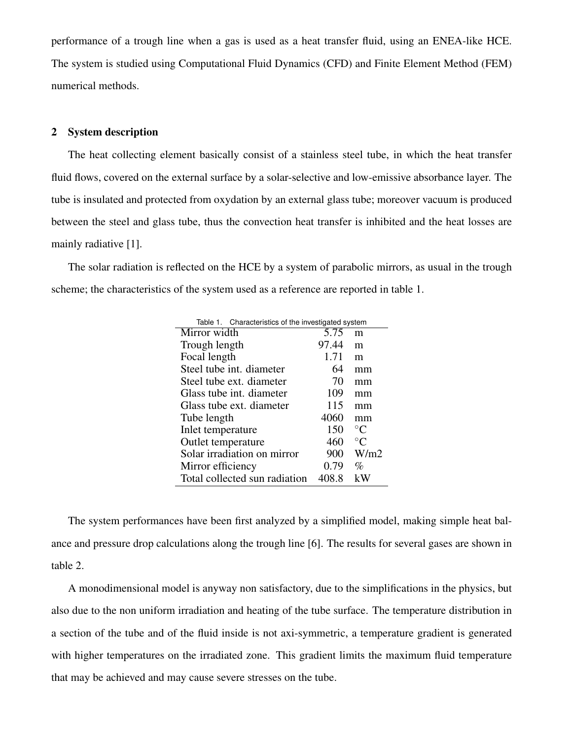performance of a trough line when a gas is used as a heat transfer fluid, using an ENEA-like HCE. The system is studied using Computational Fluid Dynamics (CFD) and Finite Element Method (FEM) numerical methods.

## 2 System description

The heat collecting element basically consist of a stainless steel tube, in which the heat transfer fluid flows, covered on the external surface by a solar-selective and low-emissive absorbance layer. The tube is insulated and protected from oxydation by an external glass tube; moreover vacuum is produced between the steel and glass tube, thus the convection heat transfer is inhibited and the heat losses are mainly radiative [1].

The solar radiation is reflected on the HCE by a system of parabolic mirrors, as usual in the trough scheme; the characteristics of the system used as a reference are reported in table 1.

Table 1. Characteristics of the investigated system

| | | |
|---|---|---|
| Mirror width | 5.75 | m |
| Trough length | 97.44 | m |
| Focal length | 1.71 | m |
| Steel tube int. diameter | 64 | mm |
| Steel tube ext. diameter | 70 | mm |
| Glass tube int. diameter | 109 | mm |
| Glass tube ext. diameter | 115 | mm |
| Tube length | 4060 | mm |
| Inlet temperature | 150 | °C |
| Outlet temperature | 460 | °C |
| Solar irradiation on mirror | 900 | W/m2 |
| Mirror efficiency | 0.79 | % |
| Total collected sun radiation | 408.8 | kW |

The system performances have been first analyzed by a simplified model, making simple heat balance and pressure drop calculations along the trough line [6]. The results for several gases are shown in table 2.

A monodimensional model is anyway non satisfactory, due to the simplifications in the physics, but also due to the non uniform irradiation and heating of the tube surface. The temperature distribution in a section of the tube and of the fluid inside is not axi-symmetric, a temperature gradient is generated with higher temperatures on the irradiated zone. This gradient limits the maximum fluid temperature that may be achieved and may cause severe stresses on the tube.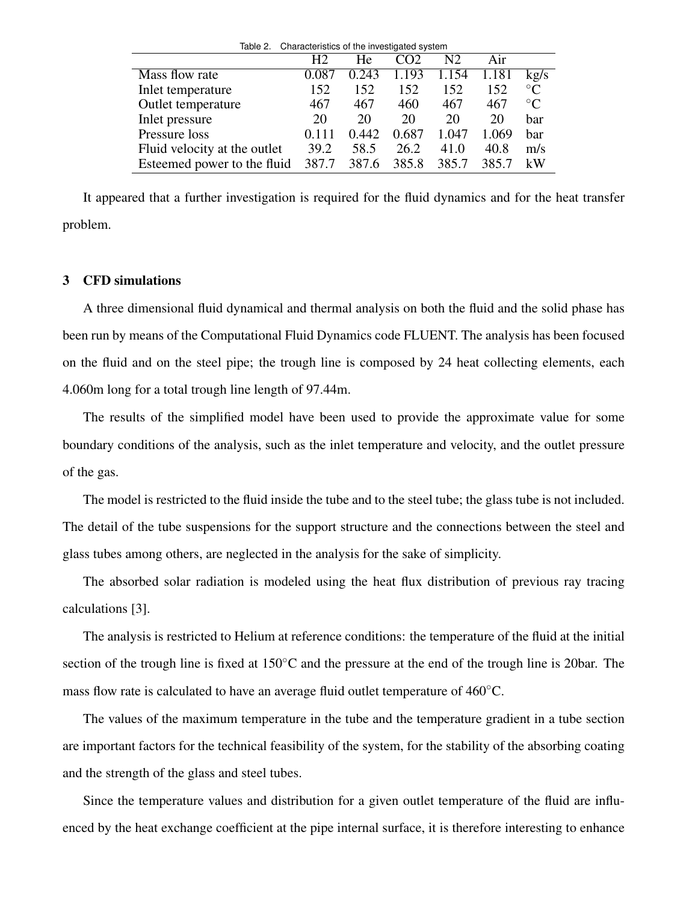Table 2. Characteristics of the investigated system

| | $H_2$ | He | $CO_2$ | $N_2$ | Air | |
|---|---|---|---|---|---|---|
| Mass flow rate | 0.087 | 0.243 | 1.193 | 1.154 | 1.181 | kg/s |
| Inlet temperature | 152 | 152 | 152 | 152 | 152 | °C |
| Outlet temperature | 467 | 467 | 460 | 467 | 467 | °C |
| Inlet pressure | 20 | 20 | 20 | 20 | 20 | bar |
| Pressure loss | 0.111 | 0.442 | 0.687 | 1.047 | 1.069 | bar |
| Fluid velocity at the outlet | 39.2 | 58.5 | 26.2 | 41.0 | 40.8 | m/s |
| Esteemed power to the fluid | 387.7 | 387.6 | 385.8 | 385.7 | 385.7 | kW |

It appeared that a further investigation is required for the fluid dynamics and for the heat transfer problem.

## 3 CFD simulations

A three dimensional fluid dynamical and thermal analysis on both the fluid and the solid phase has been run by means of the Computational Fluid Dynamics code FLUENT. The analysis has been focused on the fluid and on the steel pipe; the trough line is composed by 24 heat collecting elements, each 4.060m long for a total trough line length of 97.44m.

The results of the simplified model have been used to provide the approximate value for some boundary conditions of the analysis, such as the inlet temperature and velocity, and the outlet pressure of the gas.

The model is restricted to the fluid inside the tube and to the steel tube; the glass tube is not included. The detail of the tube suspensions for the support structure and the connections between the steel and glass tubes among others, are neglected in the analysis for the sake of simplicity.

The absorbed solar radiation is modeled using the heat flux distribution of previous ray tracing calculations [3].

The analysis is restricted to Helium at reference conditions: the temperature of the fluid at the initial section of the trough line is fixed at 150°C and the pressure at the end of the trough line is 20bar. The mass flow rate is calculated to have an average fluid outlet temperature of 460°C.

The values of the maximum temperature in the tube and the temperature gradient in a tube section are important factors for the technical feasibility of the system, for the stability of the absorbing coating and the strength of the glass and steel tubes.

Since the temperature values and distribution for a given outlet temperature of the fluid are influenced by the heat exchange coefficient at the pipe internal surface, it is therefore interesting to enhance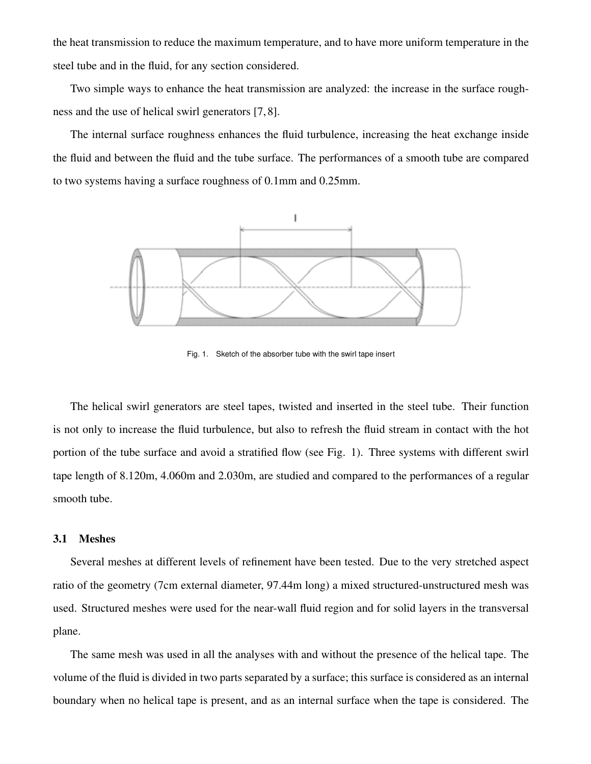the heat transmission to reduce the maximum temperature, and to have more uniform temperature in the steel tube and in the fluid, for any section considered.

Two simple ways to enhance the heat transmission are analyzed: the increase in the surface roughness and the use of helical swirl generators [7, 8].

The internal surface roughness enhances the fluid turbulence, increasing the heat exchange inside the fluid and between the fluid and the tube surface. The performances of a smooth tube are compared to two systems having a surface roughness of 0.1mm and 0.25mm.

Fig. 1. Sketch of the absorber tube with the swirl tape insert

The helical swirl generators are steel tapes, twisted and inserted in the steel tube. Their function is not only to increase the fluid turbulence, but also to refresh the fluid stream in contact with the hot portion of the tube surface and avoid a stratified flow (see Fig. 1). Three systems with different swirl tape length of 8.120m, 4.060m and 2.030m, are studied and compared to the performances of a regular smooth tube.

### 3.1 Meshes

Several meshes at different levels of refinement have been tested. Due to the very stretched aspect ratio of the geometry (7cm external diameter, 97.44m long) a mixed structured-unstructured mesh was used. Structured meshes were used for the near-wall fluid region and for solid layers in the transversal plane.

The same mesh was used in all the analyses with and without the presence of the helical tape. The volume of the fluid is divided in two parts separated by a surface; this surface is considered as an internal boundary when no helical tape is present, and as an internal surface when the tape is considered. The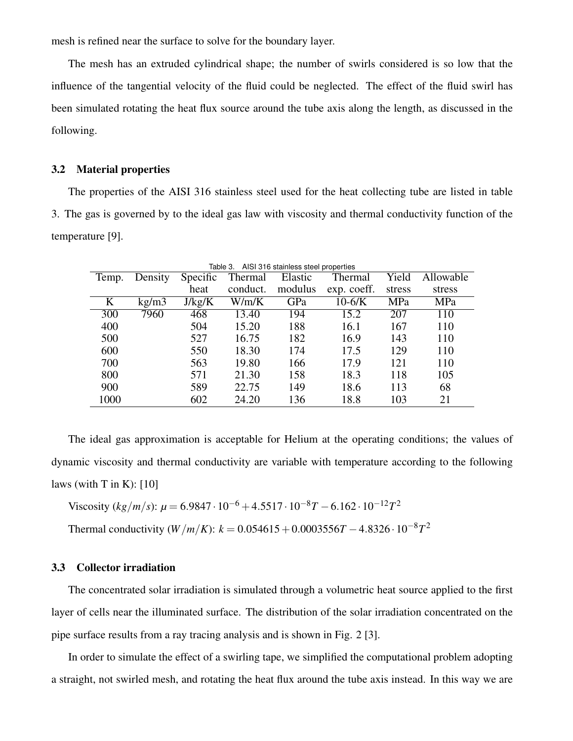mesh is refined near the surface to solve for the boundary layer.

The mesh has an extruded cylindrical shape; the number of swirls considered is so low that the influence of the tangential velocity of the fluid could be neglected. The effect of the fluid swirl has been simulated rotating the heat flux source around the tube axis along the length, as discussed in the following.

### 3.2 Material properties

The properties of the AISI 316 stainless steel used for the heat collecting tube are listed in table 3. The gas is governed by to the ideal gas law with viscosity and thermal conductivity function of the temperature [9].

Table 3. AISI 316 stainless steel properties

| Temp. | Density | Specific heat | Thermal conduct. | Elastic modulus | Thermal exp. coeff. | Yield stress | Allowable stress |
|---|---|---|---|---|---|---|---|
| K | kg/m3 | J/kg/K | W/m/K | GPa | 10-6/K | MPa | MPa |
| 300 | 7960 | 468 | 13.40 | 194 | 15.2 | 207 | 110 |
| 400 | | 504 | 15.20 | 188 | 16.1 | 167 | 110 |
| 500 | | 527 | 16.75 | 182 | 16.9 | 143 | 110 |
| 600 | | 550 | 18.30 | 174 | 17.5 | 129 | 110 |
| 700 | | 563 | 19.80 | 166 | 17.9 | 121 | 110 |
| 800 | | 571 | 21.30 | 158 | 18.3 | 118 | 105 |
| 900 | | 589 | 22.75 | 149 | 18.6 | 113 | 68 |
| 1000 | | 602 | 24.20 | 136 | 18.8 | 103 | 21 |

The ideal gas approximation is acceptable for Helium at the operating conditions; the values of dynamic viscosity and thermal conductivity are variable with temperature according to the following laws (with T in K): [10]

Viscosity ($kg/m/s$): $\mu = 6.9847 \cdot 10^{-6} + 4.5517 \cdot 10^{-8} T - 6.162 \cdot 10^{-12} T^2$

Thermal conductivity ($W/m/K$): $k = 0.054615 + 0.0003556 T - 4.8326 \cdot 10^{-8} T^2$

### 3.3 Collector irradiation

The concentrated solar irradiation is simulated through a volumetric heat source applied to the first layer of cells near the illuminated surface. The distribution of the solar irradiation concentrated on the pipe surface results from a ray tracing analysis and is shown in Fig. 2 [3].

In order to simulate the effect of a swirling tape, we simplified the computational problem adopting a straight, not swirled mesh, and rotating the heat flux around the tube axis instead. In this way we are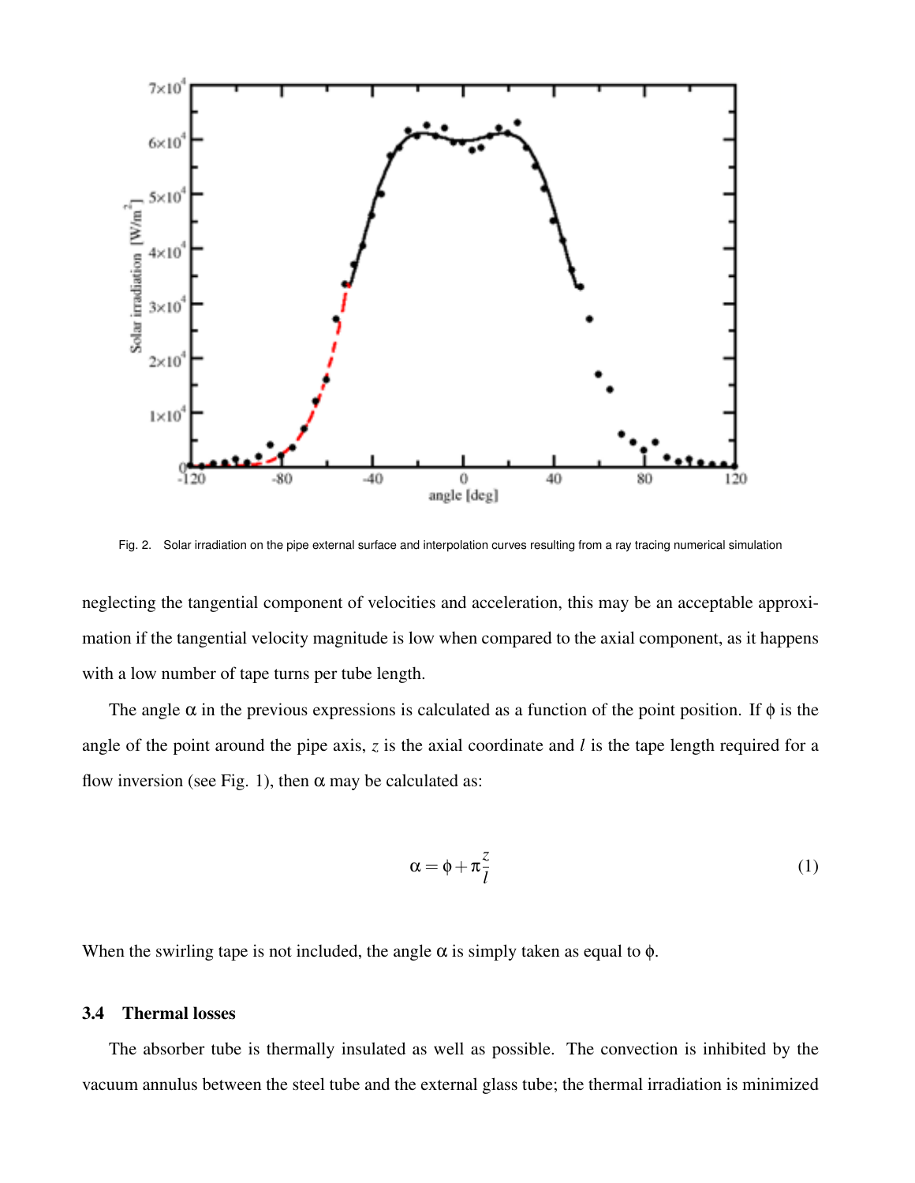Fig. 2. Solar irradiation on the pipe external surface and interpolation curves resulting from a ray tracing numerical simulation

neglecting the tangential component of velocities and acceleration, this may be an acceptable approximation if the tangential velocity magnitude is low when compared to the axial component, as it happens with a low number of tape turns per tube length.

The angle $\alpha$ in the previous expressions is calculated as a function of the point position. If $\phi$ is the angle of the point around the pipe axis, $z$ is the axial coordinate and $l$ is the tape length required for a flow inversion (see Fig. 1), then $\alpha$ may be calculated as:

$$\alpha = \phi + \pi \frac{z}{l} \tag{1}$$

When the swirling tape is not included, the angle $\alpha$ is simply taken as equal to $\phi$.

### 3.4 Thermal losses

The absorber tube is thermally insulated as well as possible. The convection is inhibited by the vacuum annulus between the steel tube and the external glass tube; the thermal irradiation is minimized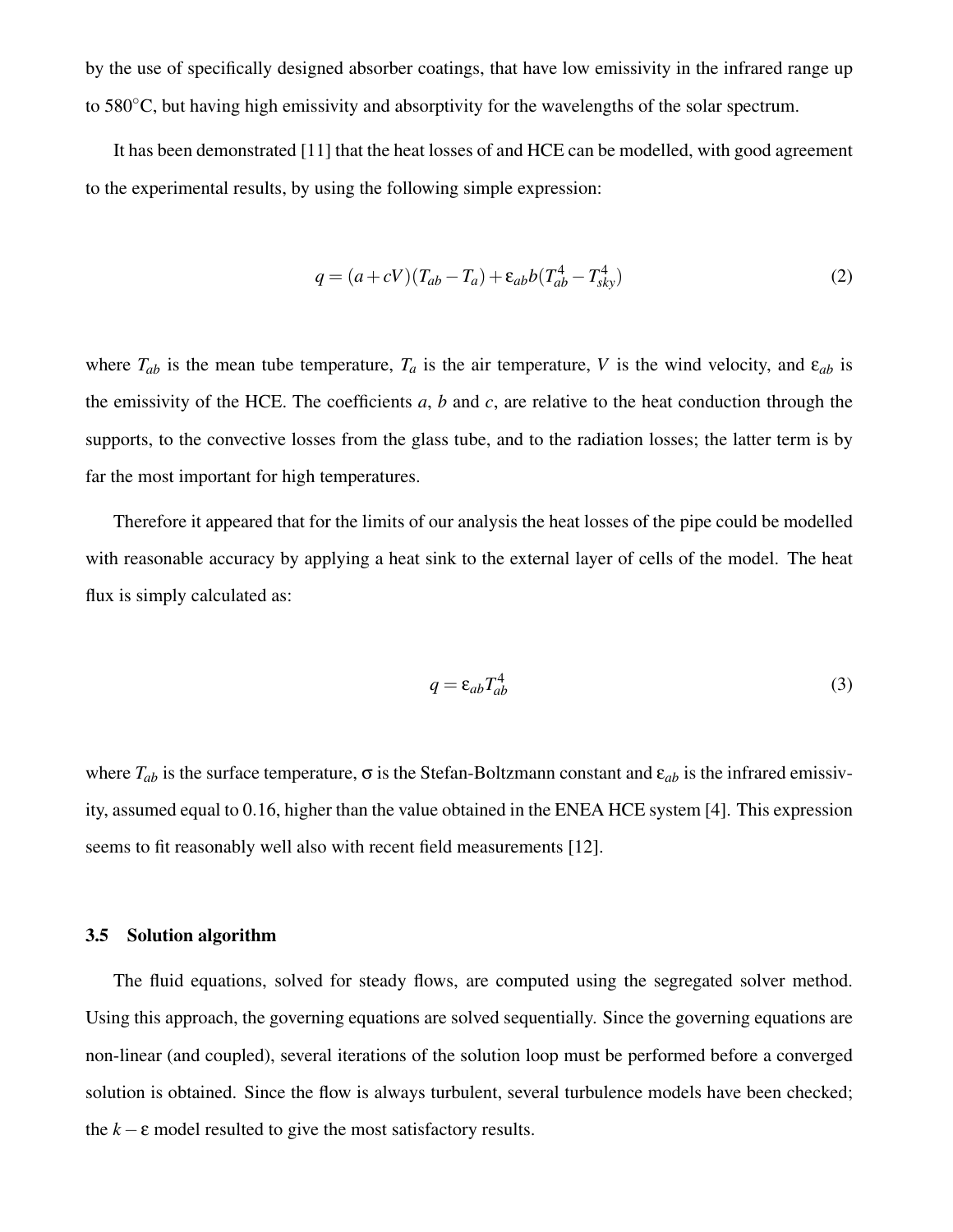by the use of specifically designed absorber coatings, that have low emissivity in the infrared range up to 580°C, but having high emissivity and absorptivity for the wavelengths of the solar spectrum.

It has been demonstrated [11] that the heat losses of and HCE can be modelled, with good agreement to the experimental results, by using the following simple expression:

$$q = (a + cV)(T_{ab} - T_a) + \varepsilon_{ab} b (T_{ab}^4 - T_{sky}^4) \tag{2}$$

where $T_{ab}$ is the mean tube temperature, $T_a$ is the air temperature, $V$ is the wind velocity, and $\varepsilon_{ab}$ is the emissivity of the HCE. The coefficients $a$, $b$ and $c$, are relative to the heat conduction through the supports, to the convective losses from the glass tube, and to the radiation losses; the latter term is by far the most important for high temperatures.

Therefore it appeared that for the limits of our analysis the heat losses of the pipe could be modelled with reasonable accuracy by applying a heat sink to the external layer of cells of the model. The heat flux is simply calculated as:

$$q = \varepsilon_{ab} T_{ab}^4 \tag{3}$$

where $T_{ab}$ is the surface temperature, $\sigma$ is the Stefan-Boltzmann constant and $\varepsilon_{ab}$ is the infrared emissivity, assumed equal to 0.16, higher than the value obtained in the ENEA HCE system [4]. This expression seems to fit reasonably well also with recent field measurements [12].

### 3.5 Solution algorithm

The fluid equations, solved for steady flows, are computed using the segregated solver method. Using this approach, the governing equations are solved sequentially. Since the governing equations are non-linear (and coupled), several iterations of the solution loop must be performed before a converged solution is obtained. Since the flow is always turbulent, several turbulence models have been checked; the $k - \varepsilon$ model resulted to give the most satisfactory results.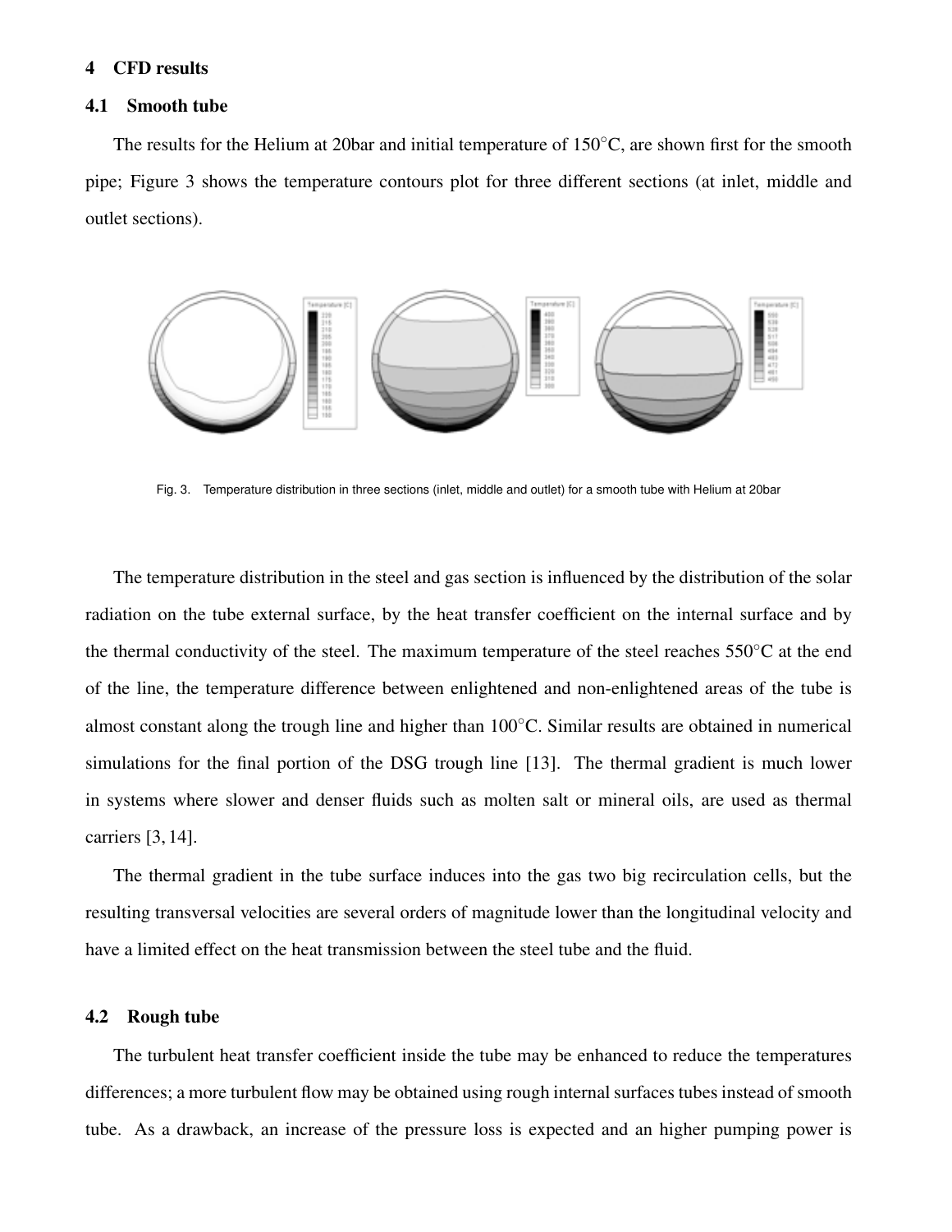## 4 CFD results

### 4.1 Smooth tube

The results for the Helium at 20bar and initial temperature of 150°C, are shown first for the smooth pipe; Figure 3 shows the temperature contours plot for three different sections (at inlet, middle and outlet sections).

Fig. 3. Temperature distribution in three sections (inlet, middle and outlet) for a smooth tube with Helium at 20bar

The temperature distribution in the steel and gas section is influenced by the distribution of the solar radiation on the tube external surface, by the heat transfer coefficient on the internal surface and by the thermal conductivity of the steel. The maximum temperature of the steel reaches 550°C at the end of the line, the temperature difference between enlightened and non-enlightened areas of the tube is almost constant along the trough line and higher than 100°C. Similar results are obtained in numerical simulations for the final portion of the DSG trough line [13]. The thermal gradient is much lower in systems where slower and denser fluids such as molten salt or mineral oils, are used as thermal carriers [3, 14].

The thermal gradient in the tube surface induces into the gas two big recirculation cells, but the resulting transversal velocities are several orders of magnitude lower than the longitudinal velocity and have a limited effect on the heat transmission between the steel tube and the fluid.

### 4.2 Rough tube

The turbulent heat transfer coefficient inside the tube may be enhanced to reduce the temperatures differences; a more turbulent flow may be obtained using rough internal surfaces tubes instead of smooth tube. As a drawback, an increase of the pressure loss is expected and an higher pumping power is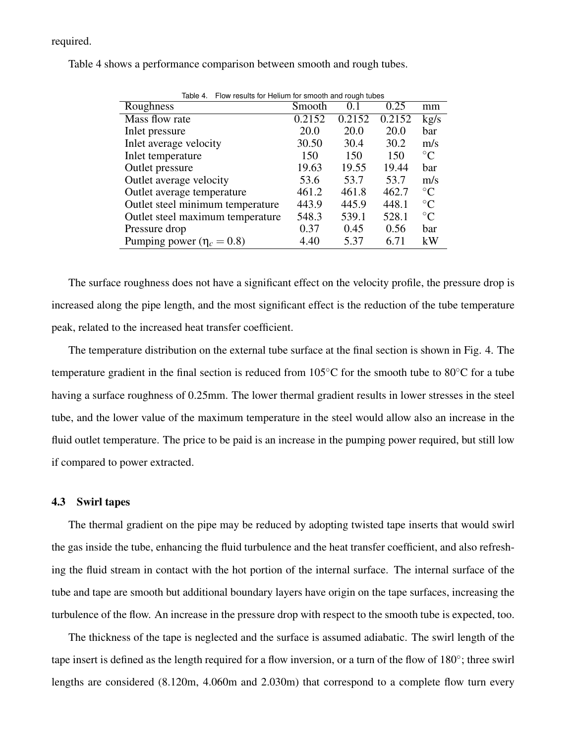required.

Table 4 shows a performance comparison between smooth and rough tubes.

Table 4. Flow results for Helium for smooth and rough tubes

| Roughness | Smooth | 0.1 | 0.25 | mm |
|---|---|---|---|---|
| Mass flow rate | 0.2152 | 0.2152 | 0.2152 | kg/s |
| Inlet pressure | 20.0 | 20.0 | 20.0 | bar |
| Inlet average velocity | 30.50 | 30.4 | 30.2 | m/s |
| Inlet temperature | 150 | 150 | 150 | °C |
| Outlet pressure | 19.63 | 19.55 | 19.44 | bar |
| Outlet average velocity | 53.6 | 53.7 | 53.7 | m/s |
| Outlet average temperature | 461.2 | 461.8 | 462.7 | °C |
| Outlet steel minimum temperature | 443.9 | 445.9 | 448.1 | °C |
| Outlet steel maximum temperature | 548.3 | 539.1 | 528.1 | °C |
| Pressure drop | 0.37 | 0.45 | 0.56 | bar |
| Pumping power ($\eta_c = 0.8$) | 4.40 | 5.37 | 6.71 | kW |

The surface roughness does not have a significant effect on the velocity profile, the pressure drop is increased along the pipe length, and the most significant effect is the reduction of the tube temperature peak, related to the increased heat transfer coefficient.

The temperature distribution on the external tube surface at the final section is shown in Fig. 4. The temperature gradient in the final section is reduced from 105°C for the smooth tube to 80°C for a tube having a surface roughness of 0.25mm. The lower thermal gradient results in lower stresses in the steel tube, and the lower value of the maximum temperature in the steel would allow also an increase in the fluid outlet temperature. The price to be paid is an increase in the pumping power required, but still low if compared to power extracted.

### 4.3 Swirl tapes

The thermal gradient on the pipe may be reduced by adopting twisted tape inserts that would swirl the gas inside the tube, enhancing the fluid turbulence and the heat transfer coefficient, and also refreshing the fluid stream in contact with the hot portion of the internal surface. The internal surface of the tube and tape are smooth but additional boundary layers have origin on the tape surfaces, increasing the turbulence of the flow. An increase in the pressure drop with respect to the smooth tube is expected, too.

The thickness of the tape is neglected and the surface is assumed adiabatic. The swirl length of the tape insert is defined as the length required for a flow inversion, or a turn of the flow of 180°; three swirl lengths are considered (8.120m, 4.060m and 2.030m) that correspond to a complete flow turn every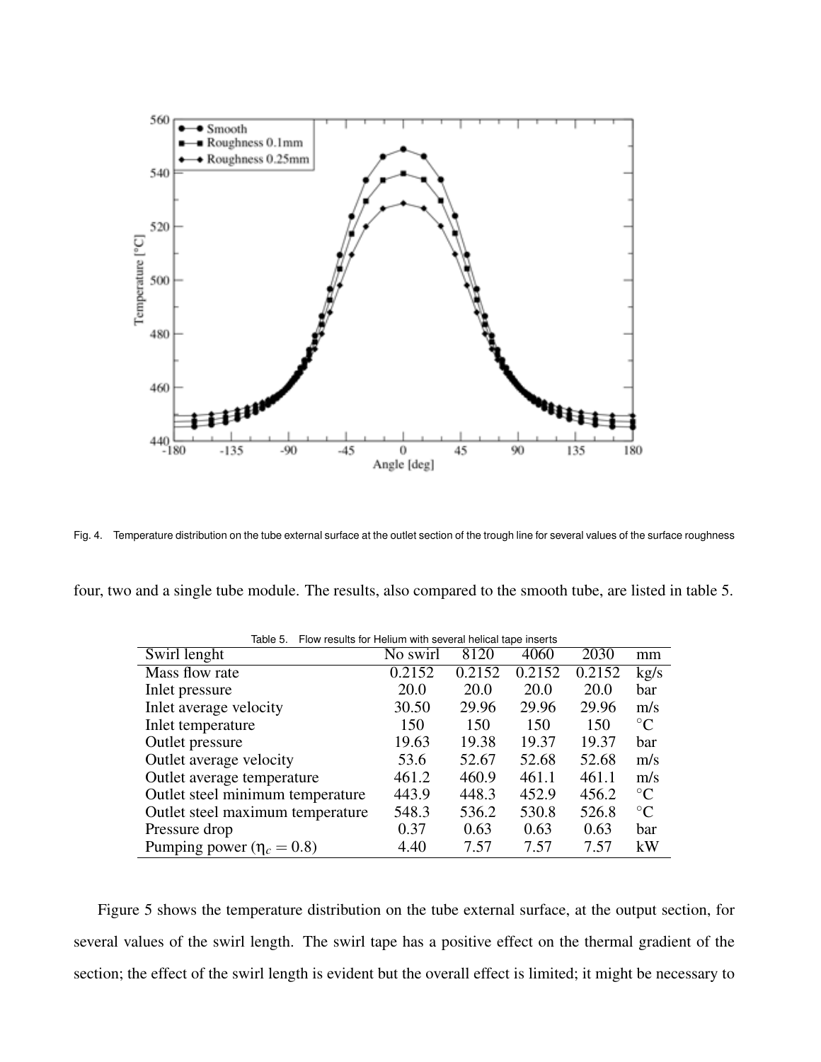Fig. 4. Temperature distribution on the tube external surface at the outlet section of the trough line for several values of the surface roughness

four, two and a single tube module. The results, also compared to the smooth tube, are listed in table 5.

Table 5. Flow results for Helium with several helical tape inserts

| Swirl lenght | No swirl | 8120 | 4060 | 2030 | mm |
|---|---|---|---|---|---|
| Mass flow rate | 0.2152 | 0.2152 | 0.2152 | 0.2152 | kg/s |
| Inlet pressure | 20.0 | 20.0 | 20.0 | 20.0 | bar |
| Inlet average velocity | 30.50 | 29.96 | 29.96 | 29.96 | m/s |
| Inlet temperature | 150 | 150 | 150 | 150 | °C |
| Outlet pressure | 19.63 | 19.38 | 19.37 | 19.37 | bar |
| Outlet average velocity | 53.6 | 52.67 | 52.68 | 52.68 | m/s |
| Outlet average temperature | 461.2 | 460.9 | 461.1 | 461.1 | m/s |
| Outlet steel minimum temperature | 443.9 | 448.3 | 452.9 | 456.2 | °C |
| Outlet steel maximum temperature | 548.3 | 536.2 | 530.8 | 526.8 | °C |
| Pressure drop | 0.37 | 0.63 | 0.63 | 0.63 | bar |
| Pumping power ($\eta_c = 0.8$) | 4.40 | 7.57 | 7.57 | 7.57 | kW |

Figure 5 shows the temperature distribution on the tube external surface, at the output section, for several values of the swirl length. The swirl tape has a positive effect on the thermal gradient of the section; the effect of the swirl length is evident but the overall effect is limited; it might be necessary to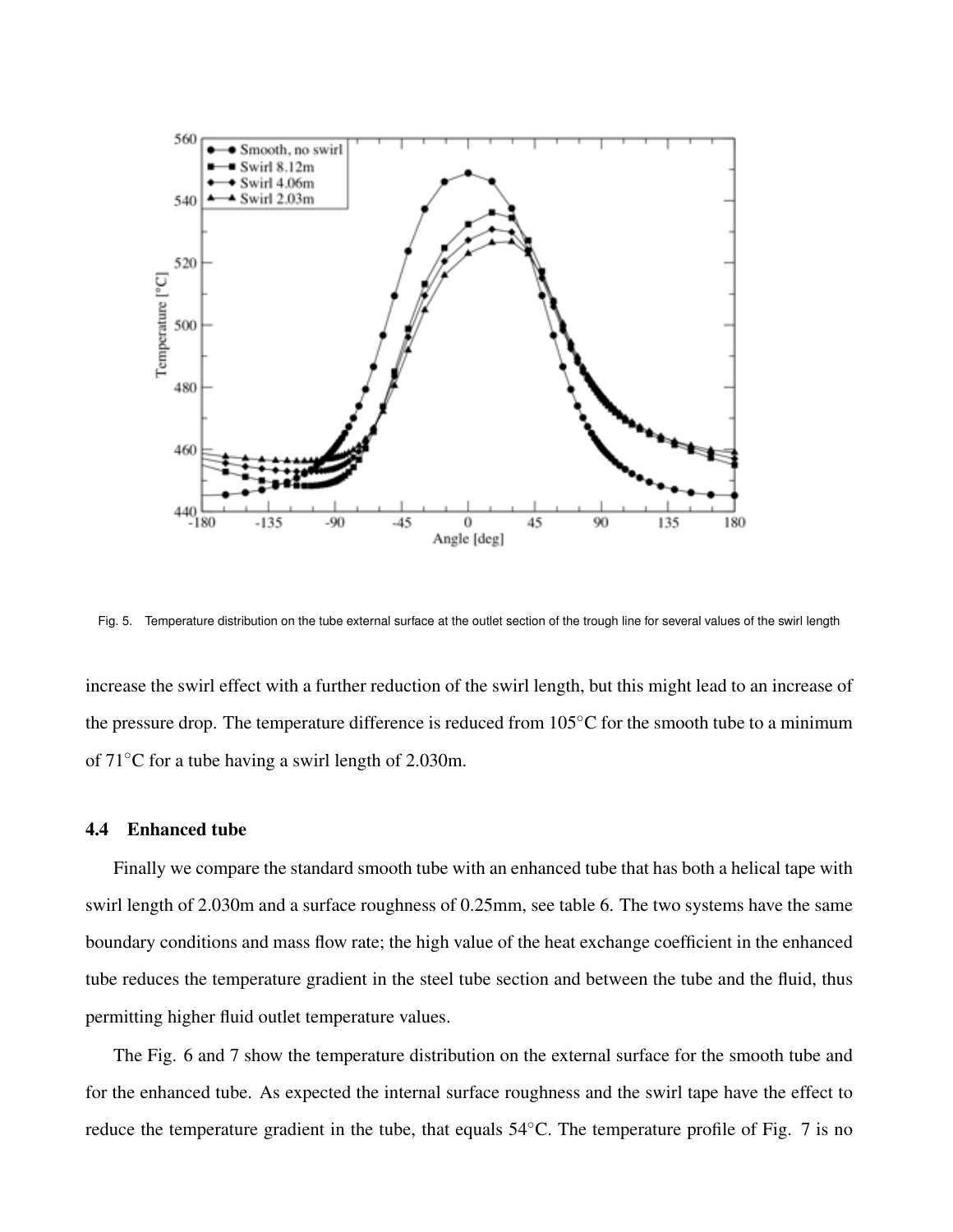Fig. 5. Temperature distribution on the tube external surface at the outlet section of the trough line for several values of the swirl length

increase the swirl effect with a further reduction of the swirl length, but this might lead to an increase of the pressure drop. The temperature difference is reduced from 105°C for the smooth tube to a minimum of 71°C for a tube having a swirl length of 2.030m.

### 4.4 Enhanced tube

Finally we compare the standard smooth tube with an enhanced tube that has both a helical tape with swirl length of 2.030m and a surface roughness of 0.25mm, see table 6. The two systems have the same boundary conditions and mass flow rate; the high value of the heat exchange coefficient in the enhanced tube reduces the temperature gradient in the steel tube section and between the tube and the fluid, thus permitting higher fluid outlet temperature values.

The Fig. 6 and 7 show the temperature distribution on the external surface for the smooth tube and for the enhanced tube. As expected the internal surface roughness and the swirl tape have the effect to reduce the temperature gradient in the tube, that equals 54°C. The temperature profile of Fig. 7 is no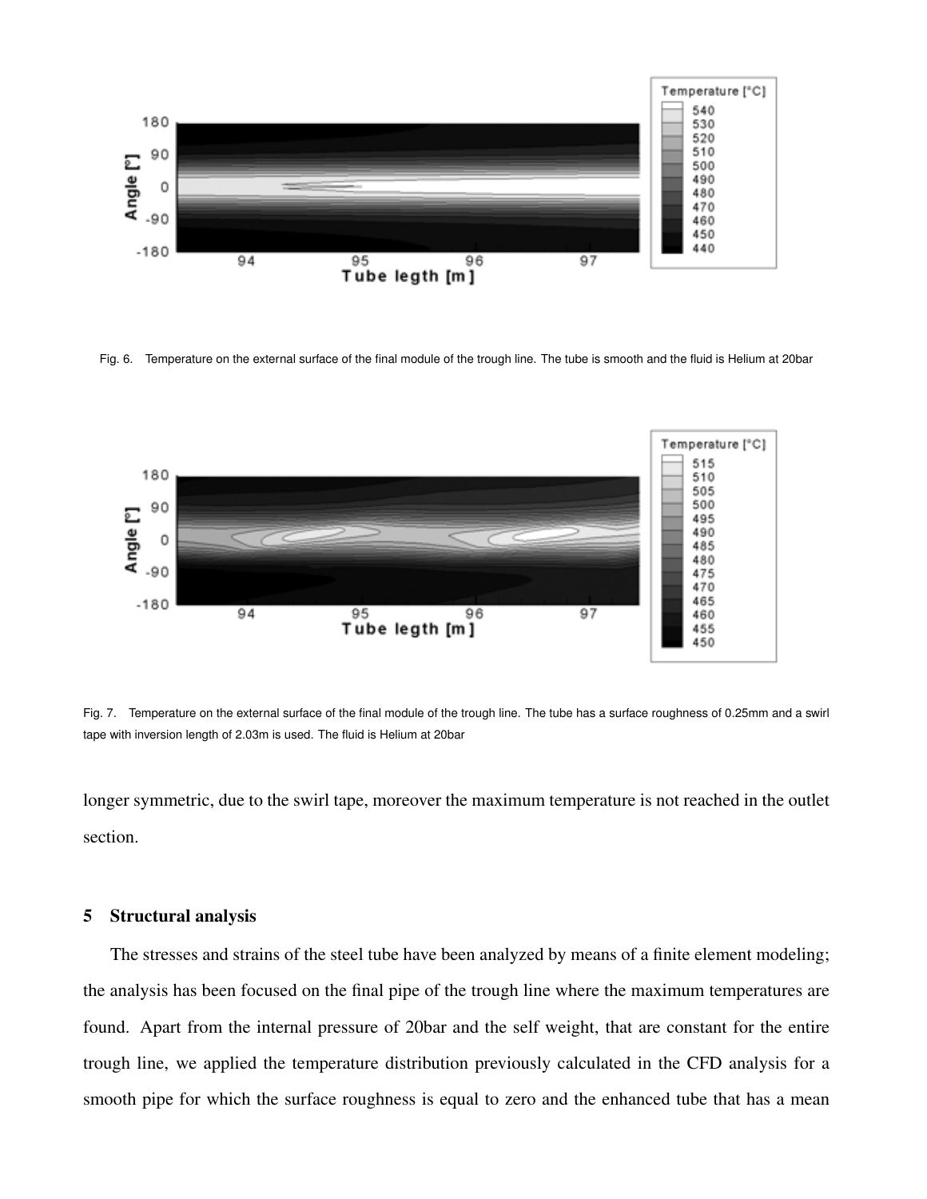Fig. 6. Temperature on the external surface of the final module of the trough line. The tube is smooth and the fluid is Helium at 20bar

Fig. 7. Temperature on the external surface of the final module of the trough line. The tube has a surface roughness of 0.25mm and a swirl tape with inversion length of 2.03m is used. The fluid is Helium at 20bar

longer symmetric, due to the swirl tape, moreover the maximum temperature is not reached in the outlet section.

## 5 Structural analysis

The stresses and strains of the steel tube have been analyzed by means of a finite element modeling; the analysis has been focused on the final pipe of the trough line where the maximum temperatures are found. Apart from the internal pressure of 20bar and the self weight, that are constant for the entire trough line, we applied the temperature distribution previously calculated in the CFD analysis for a smooth pipe for which the surface roughness is equal to zero and the enhanced tube that has a mean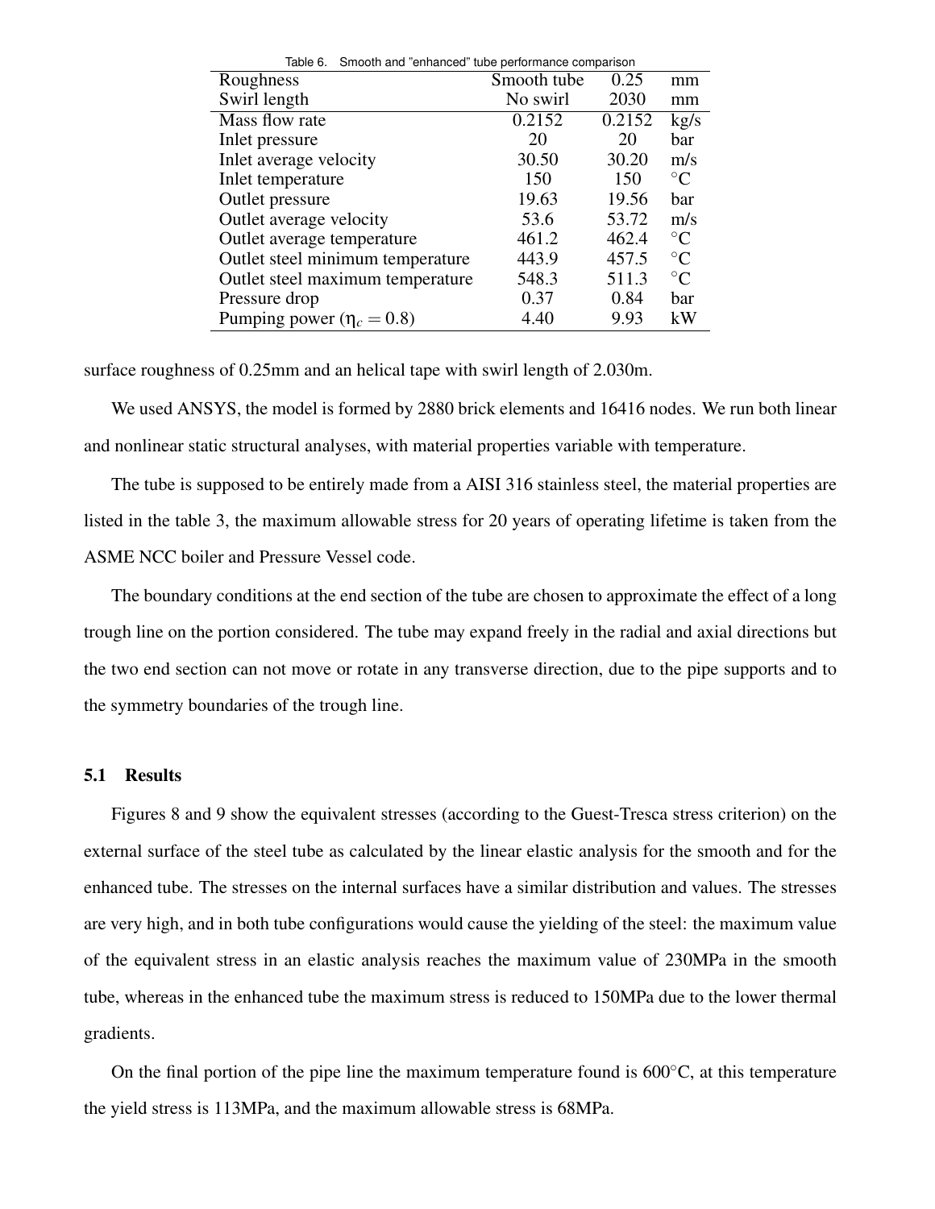Table 6. Smooth and "enhanced" tube performance comparison

| Roughness | Smooth tube | 0.25 | mm |
|---|---|---|---|
| Swirl length | No swirl | 2030 | mm |
| Mass flow rate | 0.2152 | 0.2152 | kg/s |
| Inlet pressure | 20 | 20 | bar |
| Inlet average velocity | 30.50 | 30.20 | m/s |
| Inlet temperature | 150 | 150 | °C |
| Outlet pressure | 19.63 | 19.56 | bar |
| Outlet average velocity | 53.6 | 53.72 | m/s |
| Outlet average temperature | 461.2 | 462.4 | °C |
| Outlet steel minimum temperature | 443.9 | 457.5 | °C |
| Outlet steel maximum temperature | 548.3 | 511.3 | °C |
| Pressure drop | 0.37 | 0.84 | bar |
| Pumping power ($\eta_c = 0.8$) | 4.40 | 9.93 | kW |

surface roughness of 0.25mm and an helical tape with swirl length of 2.030m.

We used ANSYS, the model is formed by 2880 brick elements and 16416 nodes. We run both linear and nonlinear static structural analyses, with material properties variable with temperature.

The tube is supposed to be entirely made from a AISI 316 stainless steel, the material properties are listed in the table 3, the maximum allowable stress for 20 years of operating lifetime is taken from the ASME NCC boiler and Pressure Vessel code.

The boundary conditions at the end section of the tube are chosen to approximate the effect of a long trough line on the portion considered. The tube may expand freely in the radial and axial directions but the two end section can not move or rotate in any transverse direction, due to the pipe supports and to the symmetry boundaries of the trough line.

### 5.1 Results

Figures 8 and 9 show the equivalent stresses (according to the Guest-Tresca stress criterion) on the external surface of the steel tube as calculated by the linear elastic analysis for the smooth and for the enhanced tube. The stresses on the internal surfaces have a similar distribution and values. The stresses are very high, and in both tube configurations would cause the yielding of the steel: the maximum value of the equivalent stress in an elastic analysis reaches the maximum value of 230MPa in the smooth tube, whereas in the enhanced tube the maximum stress is reduced to 150MPa due to the lower thermal gradients.

On the final portion of the pipe line the maximum temperature found is 600°C, at this temperature the yield stress is 113MPa, and the maximum allowable stress is 68MPa.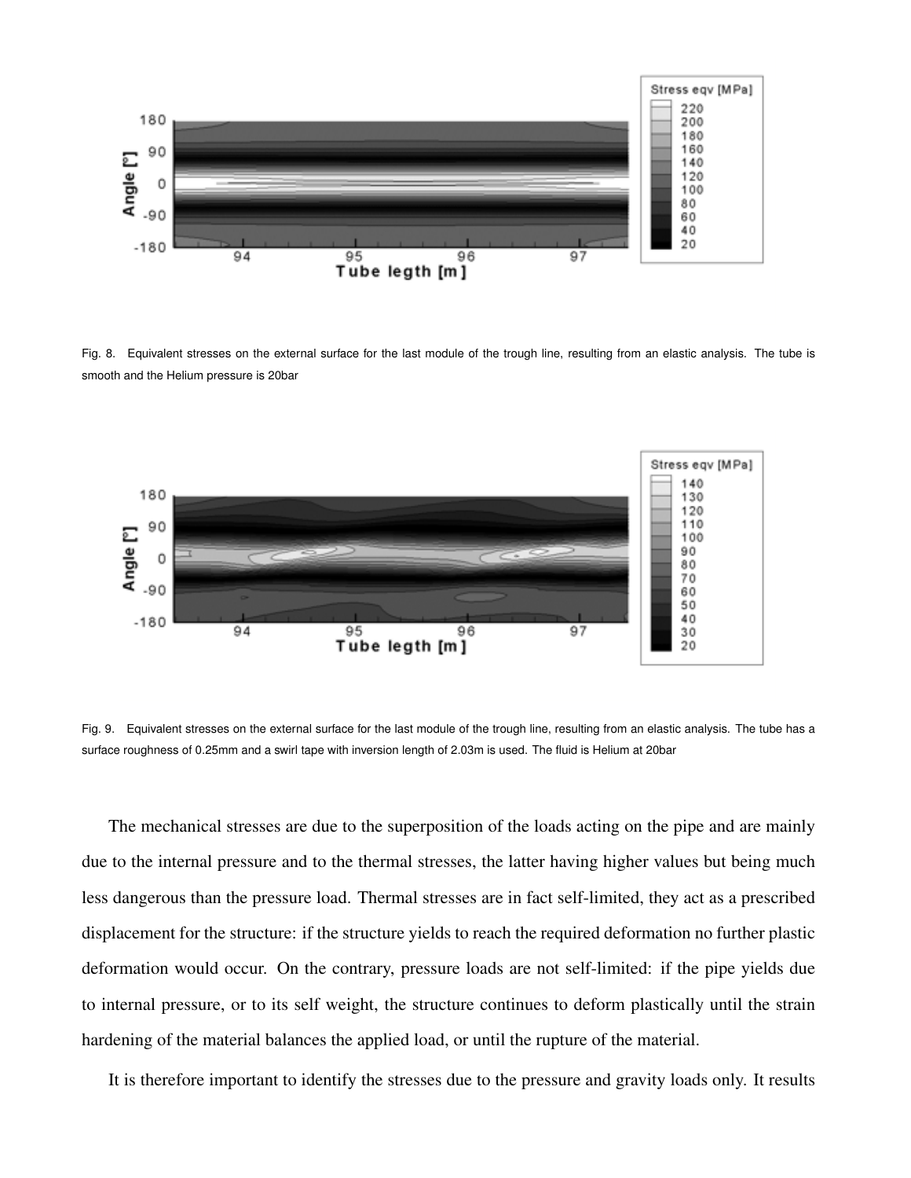Fig. 8. Equivalent stresses on the external surface for the last module of the trough line, resulting from an elastic analysis. The tube is smooth and the Helium pressure is 20bar

Fig. 9. Equivalent stresses on the external surface for the last module of the trough line, resulting from an elastic analysis. The tube has a surface roughness of 0.25mm and a swirl tape with inversion length of 2.03m is used. The fluid is Helium at 20bar

The mechanical stresses are due to the superposition of the loads acting on the pipe and are mainly due to the internal pressure and to the thermal stresses, the latter having higher values but being much less dangerous than the pressure load. Thermal stresses are in fact self-limited, they act as a prescribed displacement for the structure: if the structure yields to reach the required deformation no further plastic deformation would occur. On the contrary, pressure loads are not self-limited: if the pipe yields due to internal pressure, or to its self weight, the structure continues to deform plastically until the strain hardening of the material balances the applied load, or until the rupture of the material.

It is therefore important to identify the stresses due to the pressure and gravity loads only. It results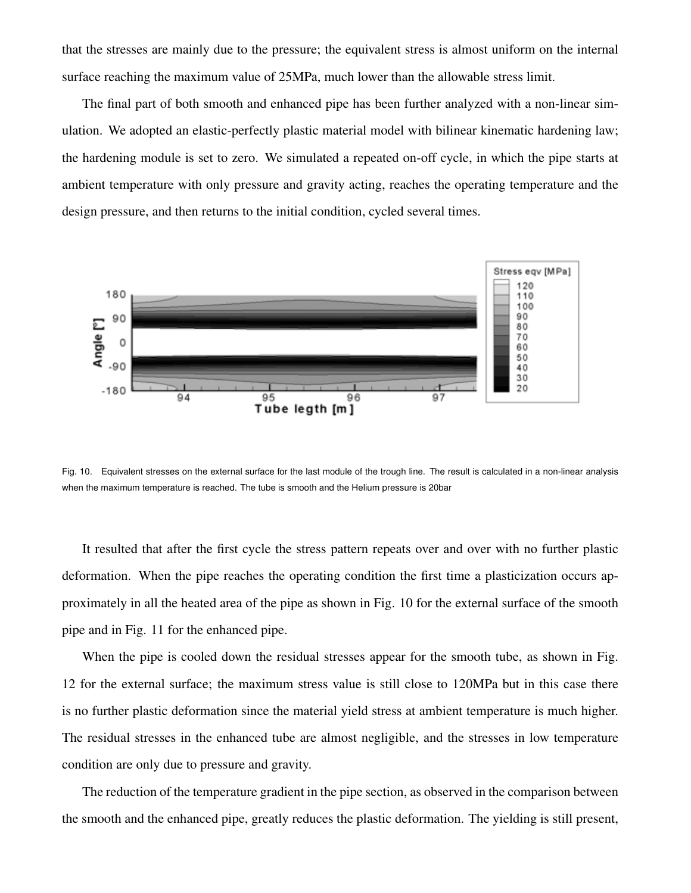that the stresses are mainly due to the pressure; the equivalent stress is almost uniform on the internal surface reaching the maximum value of 25MPa, much lower than the allowable stress limit.

The final part of both smooth and enhanced pipe has been further analyzed with a non-linear simulation. We adopted an elastic-perfectly plastic material model with bilinear kinematic hardening law; the hardening module is set to zero. We simulated a repeated on-off cycle, in which the pipe starts at ambient temperature with only pressure and gravity acting, reaches the operating temperature and the design pressure, and then returns to the initial condition, cycled several times.

Fig. 10. Equivalent stresses on the external surface for the last module of the trough line. The result is calculated in a non-linear analysis when the maximum temperature is reached. The tube is smooth and the Helium pressure is 20bar

It resulted that after the first cycle the stress pattern repeats over and over with no further plastic deformation. When the pipe reaches the operating condition the first time a plasticization occurs approximately in all the heated area of the pipe as shown in Fig. 10 for the external surface of the smooth pipe and in Fig. 11 for the enhanced pipe.

When the pipe is cooled down the residual stresses appear for the smooth tube, as shown in Fig. 12 for the external surface; the maximum stress value is still close to 120MPa but in this case there is no further plastic deformation since the material yield stress at ambient temperature is much higher. The residual stresses in the enhanced tube are almost negligible, and the stresses in low temperature condition are only due to pressure and gravity.

The reduction of the temperature gradient in the pipe section, as observed in the comparison between the smooth and the enhanced pipe, greatly reduces the plastic deformation. The yielding is still present,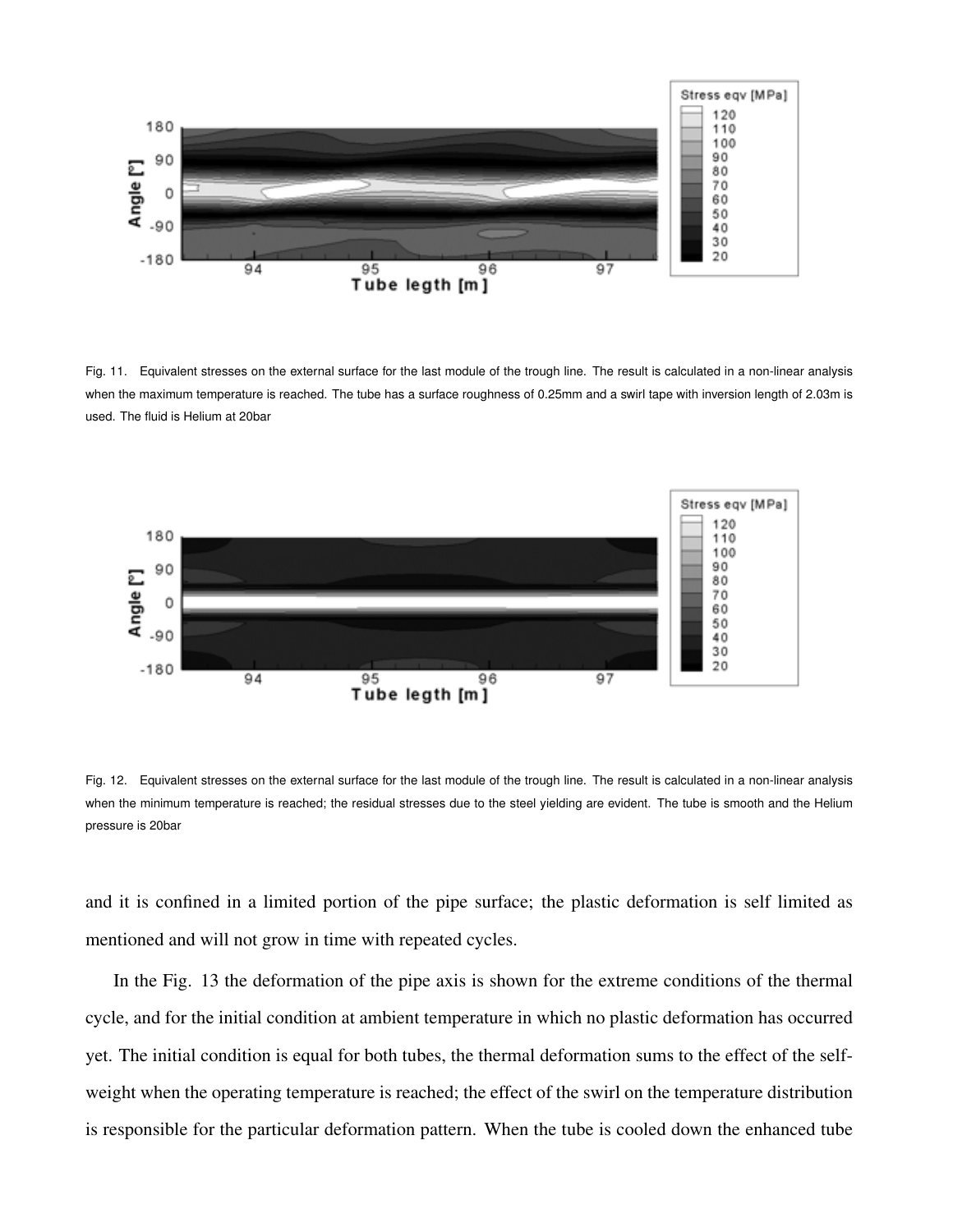Fig. 11. Equivalent stresses on the external surface for the last module of the trough line. The result is calculated in a non-linear analysis when the maximum temperature is reached. The tube has a surface roughness of 0.25mm and a swirl tape with inversion length of 2.03m is used. The fluid is Helium at 20bar

Fig. 12. Equivalent stresses on the external surface for the last module of the trough line. The result is calculated in a non-linear analysis when the minimum temperature is reached; the residual stresses due to the steel yielding are evident. The tube is smooth and the Helium pressure is 20bar

and it is confined in a limited portion of the pipe surface; the plastic deformation is self limited as mentioned and will not grow in time with repeated cycles.

In the Fig. 13 the deformation of the pipe axis is shown for the extreme conditions of the thermal cycle, and for the initial condition at ambient temperature in which no plastic deformation has occurred yet. The initial condition is equal for both tubes, the thermal deformation sums to the effect of the self-weight when the operating temperature is reached; the effect of the swirl on the temperature distribution is responsible for the particular deformation pattern. When the tube is cooled down the enhanced tube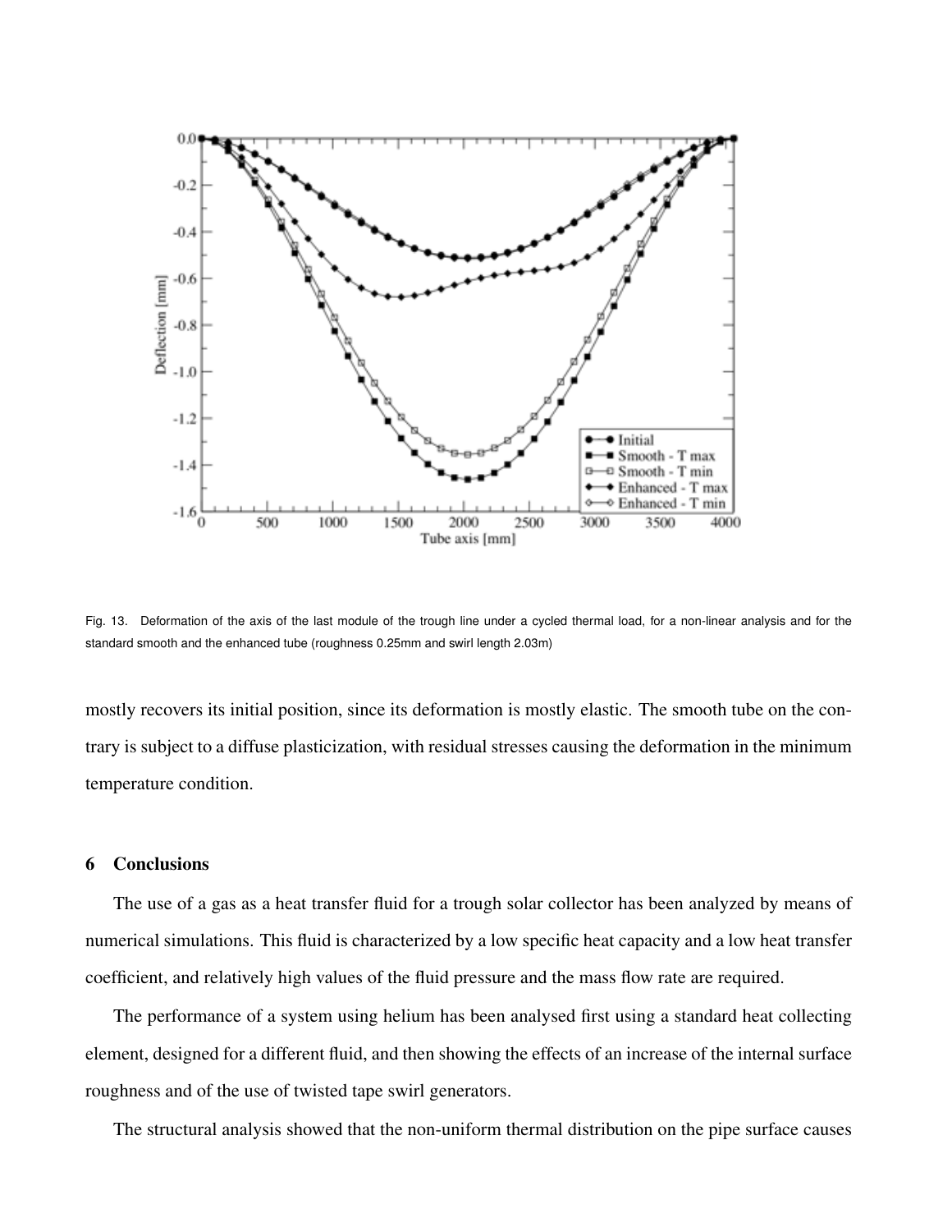Fig. 13. Deformation of the axis of the last module of the trough line under a cycled thermal load, for a non-linear analysis and for the standard smooth and the enhanced tube (roughness 0.25mm and swirl length 2.03m)

mostly recovers its initial position, since its deformation is mostly elastic. The smooth tube on the contrary is subject to a diffuse plasticization, with residual stresses causing the deformation in the minimum temperature condition.

## 6 Conclusions

The use of a gas as a heat transfer fluid for a trough solar collector has been analyzed by means of numerical simulations. This fluid is characterized by a low specific heat capacity and a low heat transfer coefficient, and relatively high values of the fluid pressure and the mass flow rate are required.

The performance of a system using helium has been analysed first using a standard heat collecting element, designed for a different fluid, and then showing the effects of an increase of the internal surface roughness and of the use of twisted tape swirl generators.

The structural analysis showed that the non-uniform thermal distribution on the pipe surface causes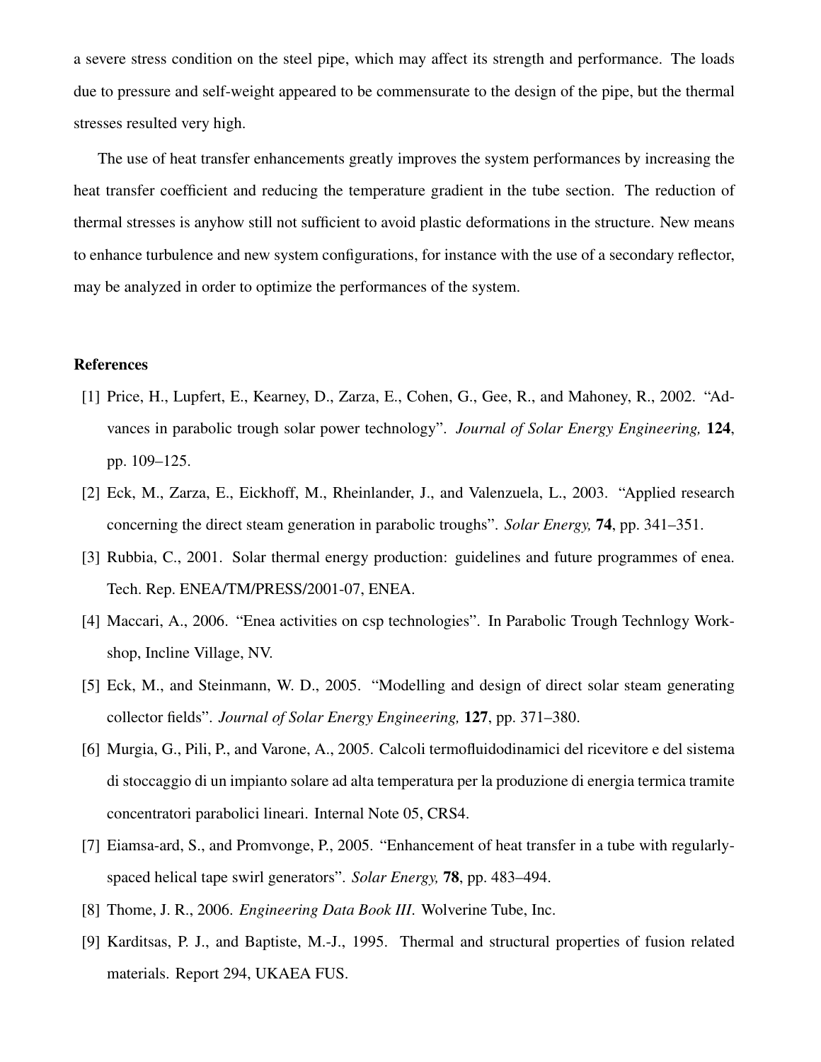a severe stress condition on the steel pipe, which may affect its strength and performance. The loads due to pressure and self-weight appeared to be commensurate to the design of the pipe, but the thermal stresses resulted very high.

The use of heat transfer enhancements greatly improves the system performances by increasing the heat transfer coefficient and reducing the temperature gradient in the tube section. The reduction of thermal stresses is anyhow still not sufficient to avoid plastic deformations in the structure. New means to enhance turbulence and new system configurations, for instance with the use of a secondary reflector, may be analyzed in order to optimize the performances of the system.

## References

[1] Price, H., Lupfert, E., Kearney, D., Zarza, E., Cohen, G., Gee, R., and Mahoney, R., 2002. "Advances in parabolic trough solar power technology". *Journal of Solar Energy Engineering,* **124**, pp. 109–125.

[2] Eck, M., Zarza, E., Eickhoff, M., Rheinlander, J., and Valenzuela, L., 2003. "Applied research concerning the direct steam generation in parabolic troughs". *Solar Energy,* **74**, pp. 341–351.

[3] Rubbia, C., 2001. Solar thermal energy production: guidelines and future programmes of enea. Tech. Rep. ENEA/TM/PRESS/2001-07, ENEA.

[4] Maccari, A., 2006. "Enea activities on csp technologies". In Parabolic Trough Technlogy Workshop, Incline Village, NV.

[5] Eck, M., and Steinmann, W. D., 2005. "Modelling and design of direct solar steam generating collector fields". *Journal of Solar Energy Engineering,* **127**, pp. 371–380.

[6] Murgia, G., Pili, P., and Varone, A., 2005. Calcoli termofluidodinamici del ricevitore e del sistema di stoccaggio di un impianto solare ad alta temperatura per la produzione di energia termica tramite concentratori parabolici lineari. Internal Note 05, CRS4.

[7] Eiamsa-ard, S., and Promvonge, P., 2005. "Enhancement of heat transfer in a tube with regularly-spaced helical tape swirl generators". *Solar Energy,* **78**, pp. 483–494.

[8] Thome, J. R., 2006. *Engineering Data Book III*. Wolverine Tube, Inc.

[9] Karditsas, P. J., and Baptiste, M.-J., 1995. Thermal and structural properties of fusion related materials. Report 294, UKAEA FUS.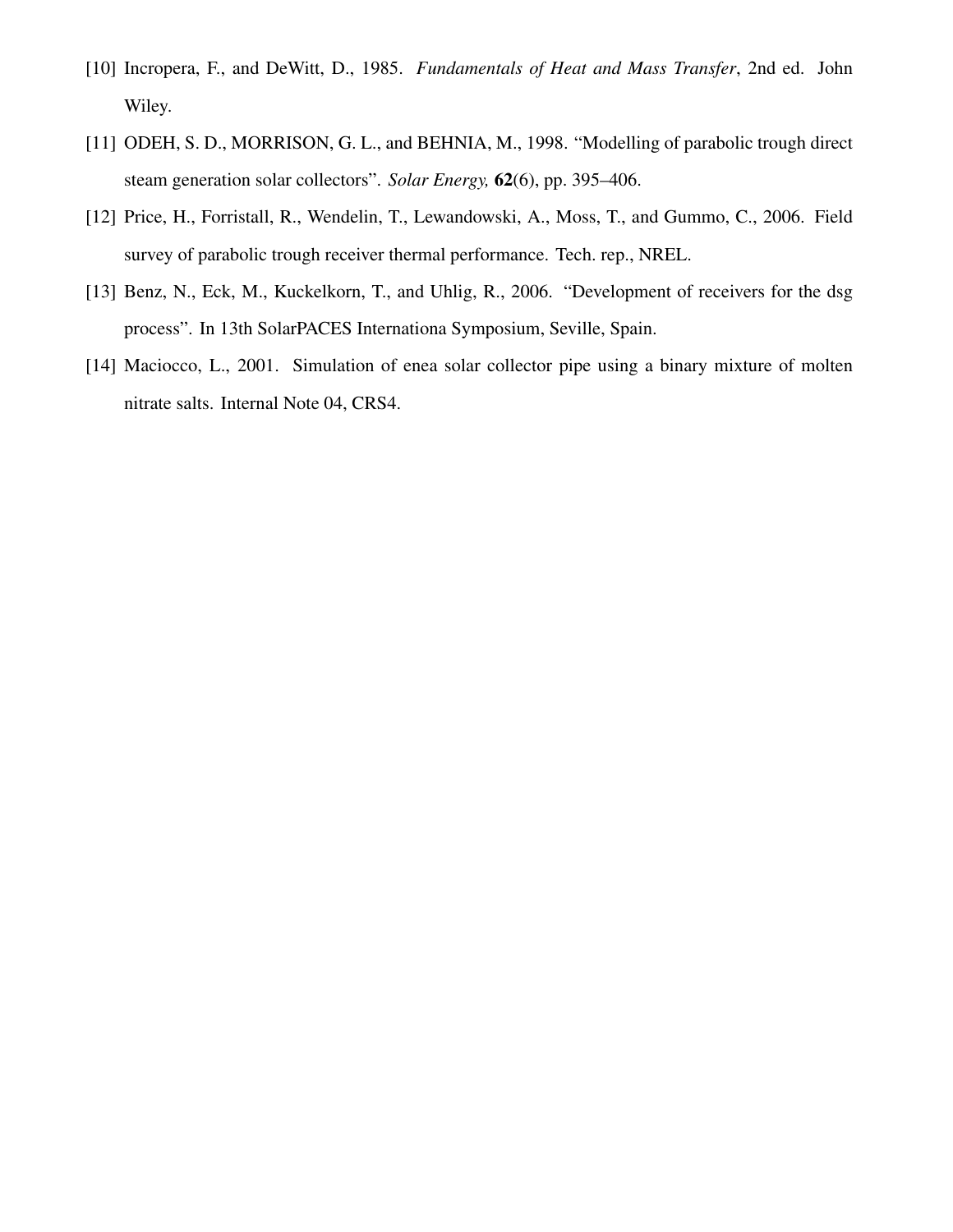[10] Incropera, F., and DeWitt, D., 1985. *Fundamentals of Heat and Mass Transfer*, 2nd ed. John Wiley.

[11] ODEH, S. D., MORRISON, G. L., and BEHNIA, M., 1998. "Modelling of parabolic trough direct steam generation solar collectors". *Solar Energy,* **62**(6), pp. 395–406.

[12] Price, H., Forristall, R., Wendelin, T., Lewandowski, A., Moss, T., and Gummo, C., 2006. Field survey of parabolic trough receiver thermal performance. Tech. rep., NREL.

[13] Benz, N., Eck, M., Kuckelkorn, T., and Uhlig, R., 2006. "Development of receivers for the dsg process". In 13th SolarPACES Internationa Symposium, Seville, Spain.

[14] Maciocco, L., 2001. Simulation of enea solar collector pipe using a binary mixture of molten nitrate salts. Internal Note 04, CRS4.